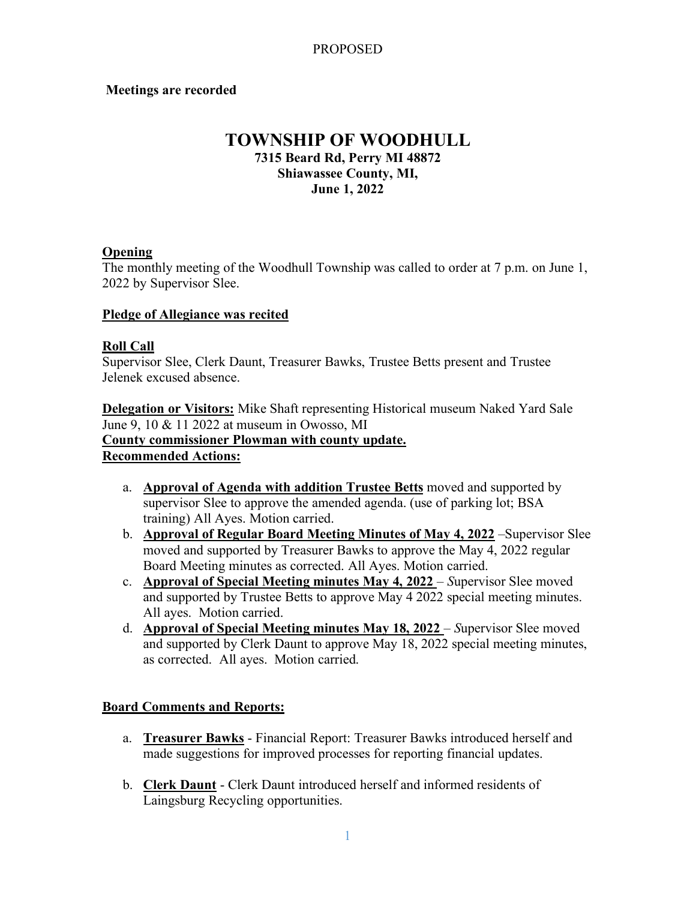PROPOSED

**Meetings are recorded**

# TOWNSHIP OF WOODHULL

**7315 Beard Rd, Perry MI 48872**
**Shiawassee County, MI,**
**June 1, 2022**

**Opening**

The monthly meeting of the Woodhull Township was called to order at 7 p.m. on June 1, 2022 by Supervisor Slee.

**Pledge of Allegiance was recited**

**Roll Call**

Supervisor Slee, Clerk Daunt, Treasurer Bawks, Trustee Betts present and Trustee Jelenek excused absence.

**Delegation or Visitors:** Mike Shaft representing Historical museum Naked Yard Sale June 9, 10 & 11 2022 at museum in Owosso, MI

**County commissioner Plowman with county update.**

**Recommended Actions:**

a. **Approval of Agenda with addition Trustee Betts** moved and supported by supervisor Slee to approve the amended agenda. (use of parking lot; BSA training) All Ayes. Motion carried.
b. **Approval of Regular Board Meeting Minutes of May 4, 2022** –Supervisor Slee moved and supported by Treasurer Bawks to approve the May 4, 2022 regular Board Meeting minutes as corrected. All Ayes. Motion carried.
c. **Approval of Special Meeting minutes May 4, 2022** – Supervisor Slee moved and supported by Trustee Betts to approve May 4 2022 special meeting minutes. All ayes. Motion carried.
d. **Approval of Special Meeting minutes May 18, 2022** – Supervisor Slee moved and supported by Clerk Daunt to approve May 18, 2022 special meeting minutes, as corrected. All ayes. Motion carried.

**Board Comments and Reports:**

a. **Treasurer Bawks** - Financial Report: Treasurer Bawks introduced herself and made suggestions for improved processes for reporting financial updates.

b. **Clerk Daunt** - Clerk Daunt introduced herself and informed residents of Laingsburg Recycling opportunities.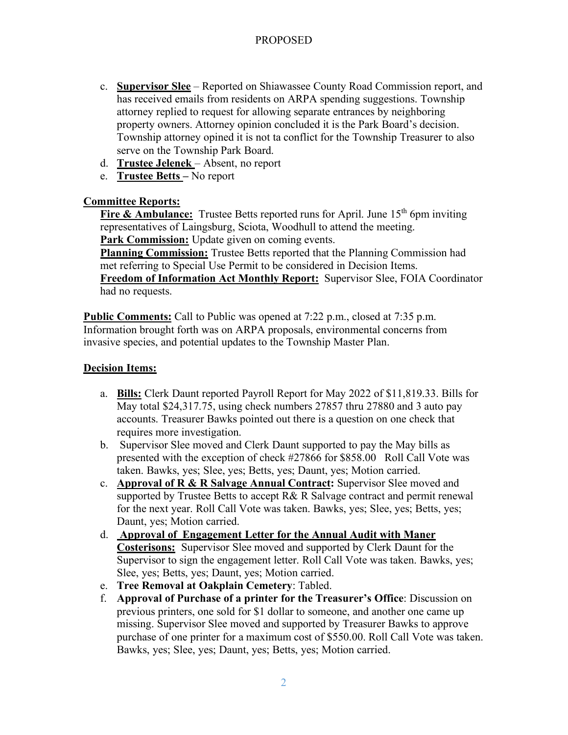PROPOSED

c. **Supervisor Slee** – Reported on Shiawassee County Road Commission report, and has received emails from residents on ARPA spending suggestions. Township attorney replied to request for allowing separate entrances by neighboring property owners. Attorney opinion concluded it is the Park Board's decision. Township attorney opined it is not ta conflict for the Township Treasurer to also serve on the Township Park Board.
d. **Trustee Jelenek** – Absent, no report
e. **Trustee Betts –** No report

**Committee Reports:**

**Fire & Ambulance:** Trustee Betts reported runs for April. June 15th 6pm inviting representatives of Laingsburg, Sciota, Woodhull to attend the meeting.
**Park Commission:** Update given on coming events.
**Planning Commission:** Trustee Betts reported that the Planning Commission had met referring to Special Use Permit to be considered in Decision Items.
**Freedom of Information Act Monthly Report:** Supervisor Slee, FOIA Coordinator had no requests.

**Public Comments:** Call to Public was opened at 7:22 p.m., closed at 7:35 p.m. Information brought forth was on ARPA proposals, environmental concerns from invasive species, and potential updates to the Township Master Plan.

**Decision Items:**

a. **Bills:** Clerk Daunt reported Payroll Report for May 2022 of $11,819.33. Bills for May total $24,317.75, using check numbers 27857 thru 27880 and 3 auto pay accounts. Treasurer Bawks pointed out there is a question on one check that requires more investigation.
b. Supervisor Slee moved and Clerk Daunt supported to pay the May bills as presented with the exception of check #27866 for $858.00 Roll Call Vote was taken. Bawks, yes; Slee, yes; Betts, yes; Daunt, yes; Motion carried.
c. **Approval of R & R Salvage Annual Contract:** Supervisor Slee moved and supported by Trustee Betts to accept R& R Salvage contract and permit renewal for the next year. Roll Call Vote was taken. Bawks, yes; Slee, yes; Betts, yes; Daunt, yes; Motion carried.
d. **Approval of Engagement Letter for the Annual Audit with Maner Costerisons:** Supervisor Slee moved and supported by Clerk Daunt for the Supervisor to sign the engagement letter. Roll Call Vote was taken. Bawks, yes; Slee, yes; Betts, yes; Daunt, yes; Motion carried.
e. **Tree Removal at Oakplain Cemetery**: Tabled.
f. **Approval of Purchase of a printer for the Treasurer's Office**: Discussion on previous printers, one sold for $1 dollar to someone, and another one came up missing. Supervisor Slee moved and supported by Treasurer Bawks to approve purchase of one printer for a maximum cost of $550.00. Roll Call Vote was taken. Bawks, yes; Slee, yes; Daunt, yes; Betts, yes; Motion carried.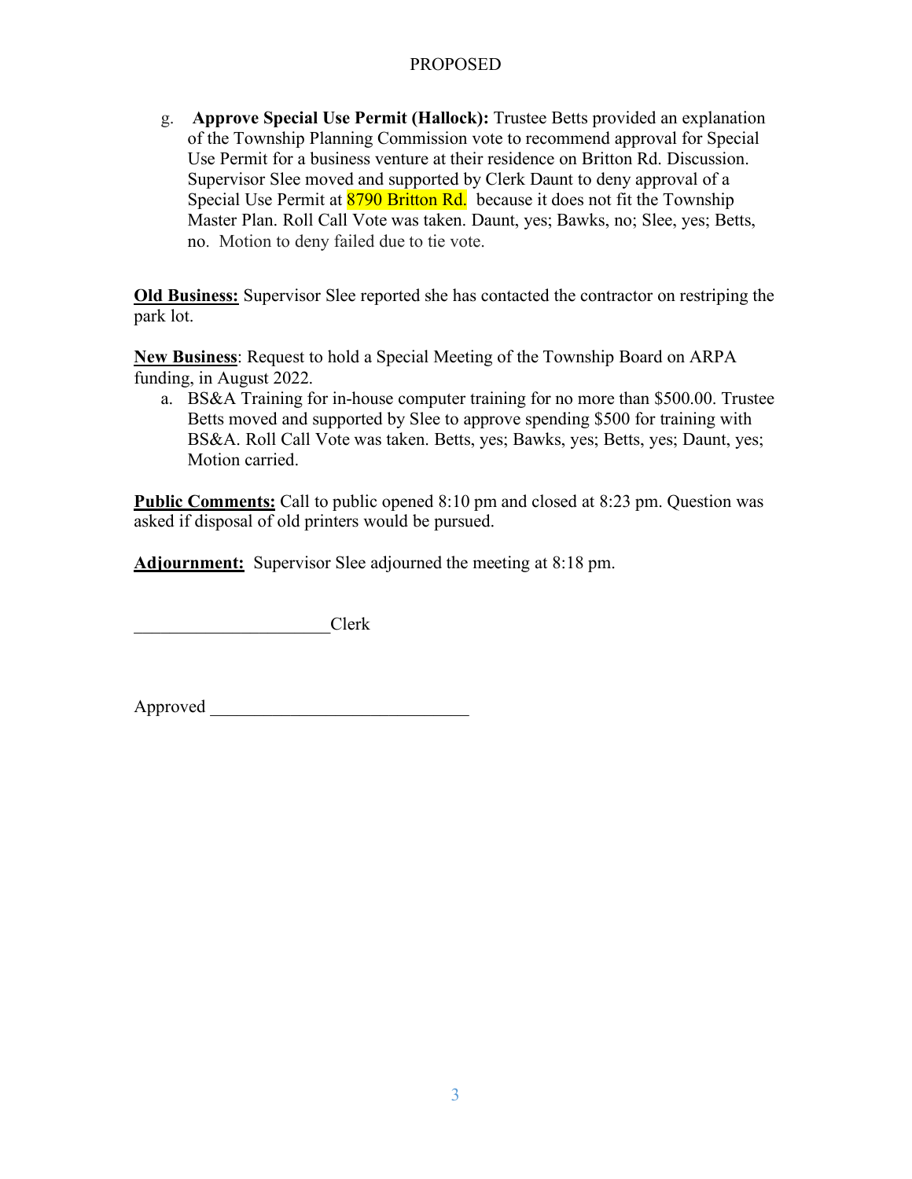PROPOSED

g. **Approve Special Use Permit (Hallock):** Trustee Betts provided an explanation of the Township Planning Commission vote to recommend approval for Special Use Permit for a business venture at their residence on Britton Rd. Discussion. Supervisor Slee moved and supported by Clerk Daunt to deny approval of a Special Use Permit at 8790 Britton Rd. because it does not fit the Township Master Plan. Roll Call Vote was taken. Daunt, yes; Bawks, no; Slee, yes; Betts, no. Motion to deny failed due to tie vote.

**Old Business:** Supervisor Slee reported she has contacted the contractor on restriping the park lot.

**New Business**: Request to hold a Special Meeting of the Township Board on ARPA funding, in August 2022.

a. BS&A Training for in-house computer training for no more than $500.00. Trustee Betts moved and supported by Slee to approve spending $500 for training with BS&A. Roll Call Vote was taken. Betts, yes; Bawks, yes; Betts, yes; Daunt, yes; Motion carried.

**Public Comments:** Call to public opened 8:10 pm and closed at 8:23 pm. Question was asked if disposal of old printers would be pursued.

**Adjournment:** Supervisor Slee adjourned the meeting at 8:18 pm.

______________________Clerk

Approved _____________________________